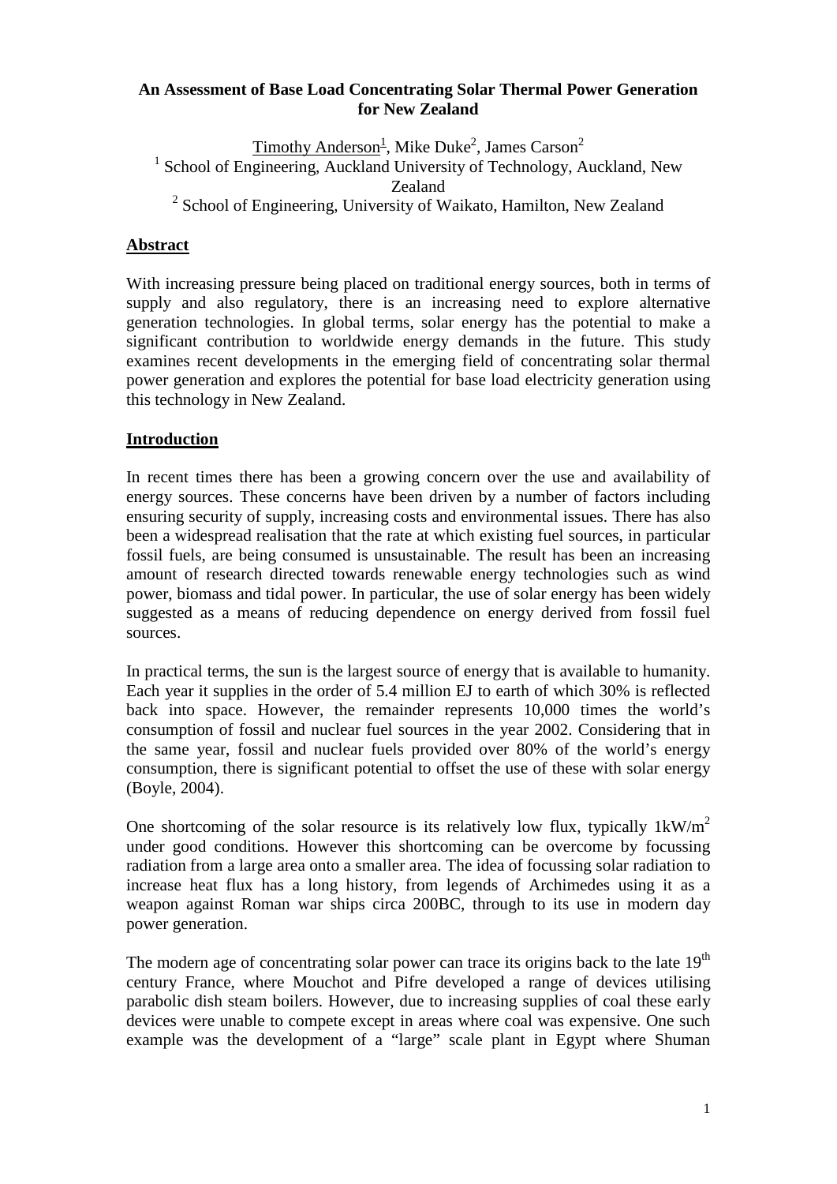# An Assessment of Base Load Concentrating Solar Thermal Power Generation for New Zealand

Timothy Anderson[1], Mike Duke[2], James Carson[2]

[1] School of Engineering, Auckland University of Technology, Auckland, New Zealand

[2] School of Engineering, University of Waikato, Hamilton, New Zealand

## Abstract

With increasing pressure being placed on traditional energy sources, both in terms of supply and also regulatory, there is an increasing need to explore alternative generation technologies. In global terms, solar energy has the potential to make a significant contribution to worldwide energy demands in the future. This study examines recent developments in the emerging field of concentrating solar thermal power generation and explores the potential for base load electricity generation using this technology in New Zealand.

## Introduction

In recent times there has been a growing concern over the use and availability of energy sources. These concerns have been driven by a number of factors including ensuring security of supply, increasing costs and environmental issues. There has also been a widespread realisation that the rate at which existing fuel sources, in particular fossil fuels, are being consumed is unsustainable. The result has been an increasing amount of research directed towards renewable energy technologies such as wind power, biomass and tidal power. In particular, the use of solar energy has been widely suggested as a means of reducing dependence on energy derived from fossil fuel sources.

In practical terms, the sun is the largest source of energy that is available to humanity. Each year it supplies in the order of 5.4 million EJ to earth of which 30% is reflected back into space. However, the remainder represents 10,000 times the world's consumption of fossil and nuclear fuel sources in the year 2002. Considering that in the same year, fossil and nuclear fuels provided over 80% of the world's energy consumption, there is significant potential to offset the use of these with solar energy (Boyle, 2004).

One shortcoming of the solar resource is its relatively low flux, typically $1kW/m^2$ under good conditions. However this shortcoming can be overcome by focussing radiation from a large area onto a smaller area. The idea of focussing solar radiation to increase heat flux has a long history, from legends of Archimedes using it as a weapon against Roman war ships circa 200BC, through to its use in modern day power generation.

The modern age of concentrating solar power can trace its origins back to the late $19^{th}$ century France, where Mouchot and Pifre developed a range of devices utilising parabolic dish steam boilers. However, due to increasing supplies of coal these early devices were unable to compete except in areas where coal was expensive. One such example was the development of a "large" scale plant in Egypt where Shuman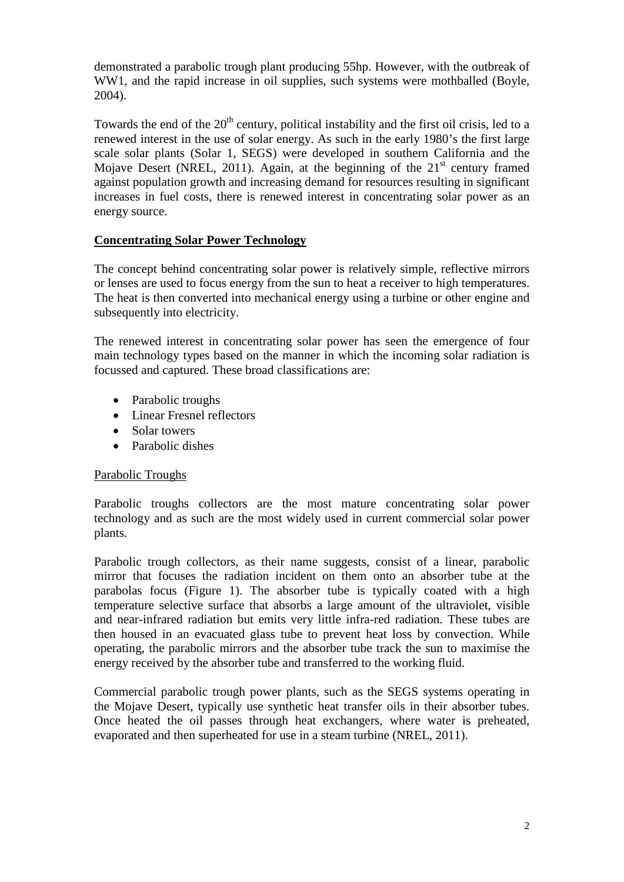demonstrated a parabolic trough plant producing 55hp. However, with the outbreak of WW1, and the rapid increase in oil supplies, such systems were mothballed (Boyle, 2004).

Towards the end of the 20th century, political instability and the first oil crisis, led to a renewed interest in the use of solar energy. As such in the early 1980's the first large scale solar plants (Solar 1, SEGS) were developed in southern California and the Mojave Desert (NREL, 2011). Again, at the beginning of the 21st century framed against population growth and increasing demand for resources resulting in significant increases in fuel costs, there is renewed interest in concentrating solar power as an energy source.

## Concentrating Solar Power Technology

The concept behind concentrating solar power is relatively simple, reflective mirrors or lenses are used to focus energy from the sun to heat a receiver to high temperatures. The heat is then converted into mechanical energy using a turbine or other engine and subsequently into electricity.

The renewed interest in concentrating solar power has seen the emergence of four main technology types based on the manner in which the incoming solar radiation is focussed and captured. These broad classifications are:

- Parabolic troughs
- Linear Fresnel reflectors
- Solar towers
- Parabolic dishes

### Parabolic Troughs

Parabolic troughs collectors are the most mature concentrating solar power technology and as such are the most widely used in current commercial solar power plants.

Parabolic trough collectors, as their name suggests, consist of a linear, parabolic mirror that focuses the radiation incident on them onto an absorber tube at the parabolas focus (Figure 1). The absorber tube is typically coated with a high temperature selective surface that absorbs a large amount of the ultraviolet, visible and near-infrared radiation but emits very little infra-red radiation. These tubes are then housed in an evacuated glass tube to prevent heat loss by convection. While operating, the parabolic mirrors and the absorber tube track the sun to maximise the energy received by the absorber tube and transferred to the working fluid.

Commercial parabolic trough power plants, such as the SEGS systems operating in the Mojave Desert, typically use synthetic heat transfer oils in their absorber tubes. Once heated the oil passes through heat exchangers, where water is preheated, evaporated and then superheated for use in a steam turbine (NREL, 2011).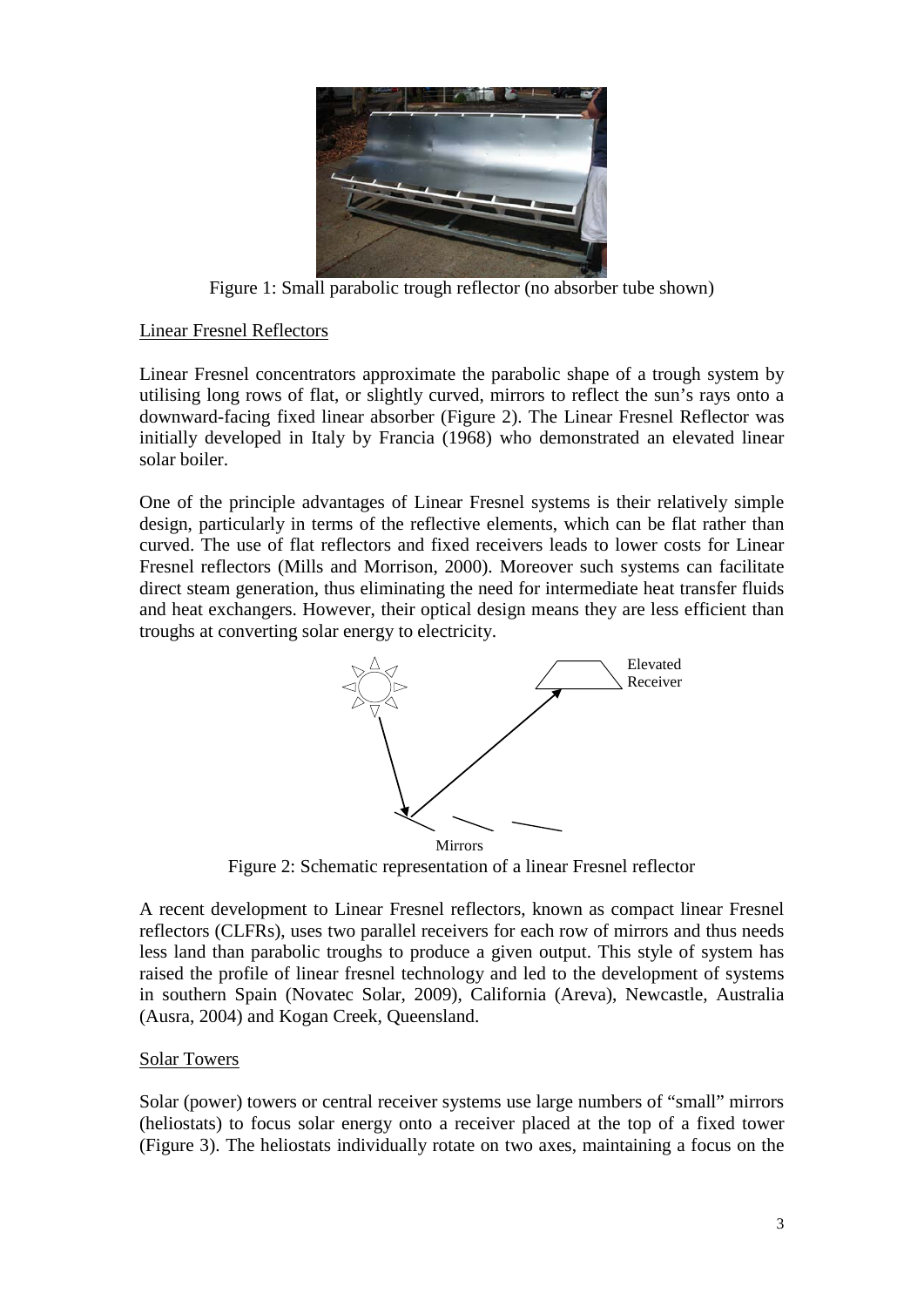Figure 1: Small parabolic trough reflector (no absorber tube shown)

## Linear Fresnel Reflectors

Linear Fresnel concentrators approximate the parabolic shape of a trough system by utilising long rows of flat, or slightly curved, mirrors to reflect the sun's rays onto a downward-facing fixed linear absorber (Figure 2). The Linear Fresnel Reflector was initially developed in Italy by Francia (1968) who demonstrated an elevated linear solar boiler.

One of the principle advantages of Linear Fresnel systems is their relatively simple design, particularly in terms of the reflective elements, which can be flat rather than curved. The use of flat reflectors and fixed receivers leads to lower costs for Linear Fresnel reflectors (Mills and Morrison, 2000). Moreover such systems can facilitate direct steam generation, thus eliminating the need for intermediate heat transfer fluids and heat exchangers. However, their optical design means they are less efficient than troughs at converting solar energy to electricity.

Elevated Receiver

Mirrors

Figure 2: Schematic representation of a linear Fresnel reflector

A recent development to Linear Fresnel reflectors, known as compact linear Fresnel reflectors (CLFRs), uses two parallel receivers for each row of mirrors and thus needs less land than parabolic troughs to produce a given output. This style of system has raised the profile of linear fresnel technology and led to the development of systems in southern Spain (Novatec Solar, 2009), California (Areva), Newcastle, Australia (Ausra, 2004) and Kogan Creek, Queensland.

## Solar Towers

Solar (power) towers or central receiver systems use large numbers of "small" mirrors (heliostats) to focus solar energy onto a receiver placed at the top of a fixed tower (Figure 3). The heliostats individually rotate on two axes, maintaining a focus on the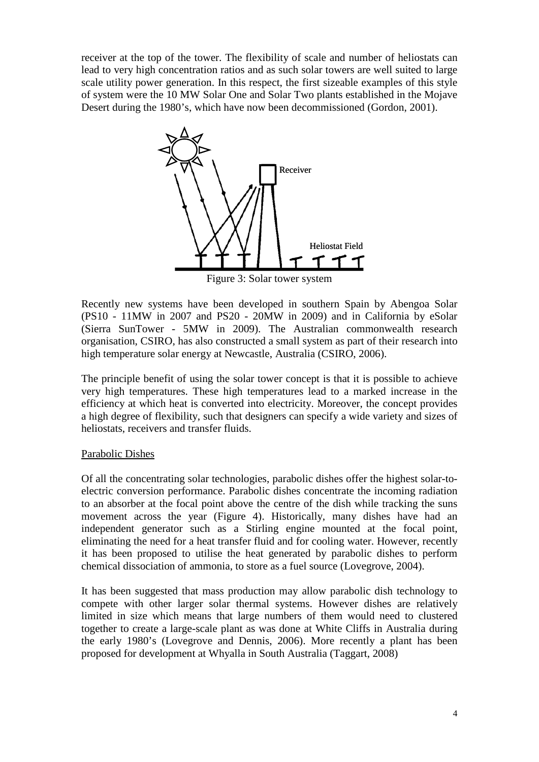receiver at the top of the tower. The flexibility of scale and number of heliostats can lead to very high concentration ratios and as such solar towers are well suited to large scale utility power generation. In this respect, the first sizeable examples of this style of system were the 10 MW Solar One and Solar Two plants established in the Mojave Desert during the 1980's, which have now been decommissioned (Gordon, 2001).

Figure 3: Solar tower system

Recently new systems have been developed in southern Spain by Abengoa Solar (PS10 - 11MW in 2007 and PS20 - 20MW in 2009) and in California by eSolar (Sierra SunTower - 5MW in 2009). The Australian commonwealth research organisation, CSIRO, has also constructed a small system as part of their research into high temperature solar energy at Newcastle, Australia (CSIRO, 2006).

The principle benefit of using the solar tower concept is that it is possible to achieve very high temperatures. These high temperatures lead to a marked increase in the efficiency at which heat is converted into electricity. Moreover, the concept provides a high degree of flexibility, such that designers can specify a wide variety and sizes of heliostats, receivers and transfer fluids.

Parabolic Dishes

Of all the concentrating solar technologies, parabolic dishes offer the highest solar-to-electric conversion performance. Parabolic dishes concentrate the incoming radiation to an absorber at the focal point above the centre of the dish while tracking the suns movement across the year (Figure 4). Historically, many dishes have had an independent generator such as a Stirling engine mounted at the focal point, eliminating the need for a heat transfer fluid and for cooling water. However, recently it has been proposed to utilise the heat generated by parabolic dishes to perform chemical dissociation of ammonia, to store as a fuel source (Lovegrove, 2004).

It has been suggested that mass production may allow parabolic dish technology to compete with other larger solar thermal systems. However dishes are relatively limited in size which means that large numbers of them would need to clustered together to create a large-scale plant as was done at White Cliffs in Australia during the early 1980's (Lovegrove and Dennis, 2006). More recently a plant has been proposed for development at Whyalla in South Australia (Taggart, 2008)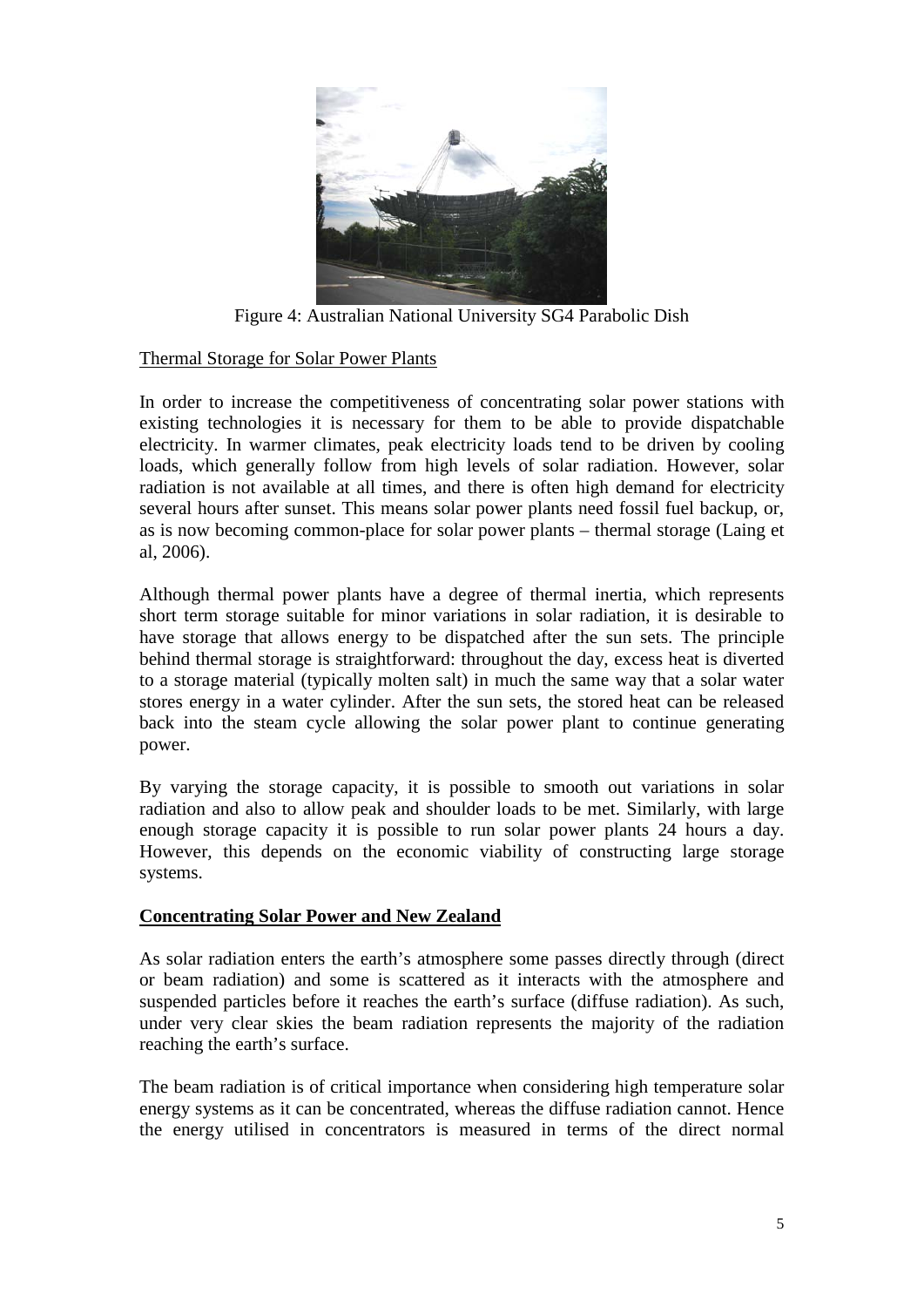Figure 4: Australian National University SG4 Parabolic Dish

Thermal Storage for Solar Power Plants

In order to increase the competitiveness of concentrating solar power stations with existing technologies it is necessary for them to be able to provide dispatchable electricity. In warmer climates, peak electricity loads tend to be driven by cooling loads, which generally follow from high levels of solar radiation. However, solar radiation is not available at all times, and there is often high demand for electricity several hours after sunset. This means solar power plants need fossil fuel backup, or, as is now becoming common-place for solar power plants – thermal storage (Laing et al, 2006).

Although thermal power plants have a degree of thermal inertia, which represents short term storage suitable for minor variations in solar radiation, it is desirable to have storage that allows energy to be dispatched after the sun sets. The principle behind thermal storage is straightforward: throughout the day, excess heat is diverted to a storage material (typically molten salt) in much the same way that a solar water stores energy in a water cylinder. After the sun sets, the stored heat can be released back into the steam cycle allowing the solar power plant to continue generating power.

By varying the storage capacity, it is possible to smooth out variations in solar radiation and also to allow peak and shoulder loads to be met. Similarly, with large enough storage capacity it is possible to run solar power plants 24 hours a day. However, this depends on the economic viability of constructing large storage systems.

## Concentrating Solar Power and New Zealand

As solar radiation enters the earth's atmosphere some passes directly through (direct or beam radiation) and some is scattered as it interacts with the atmosphere and suspended particles before it reaches the earth's surface (diffuse radiation). As such, under very clear skies the beam radiation represents the majority of the radiation reaching the earth's surface.

The beam radiation is of critical importance when considering high temperature solar energy systems as it can be concentrated, whereas the diffuse radiation cannot. Hence the energy utilised in concentrators is measured in terms of the direct normal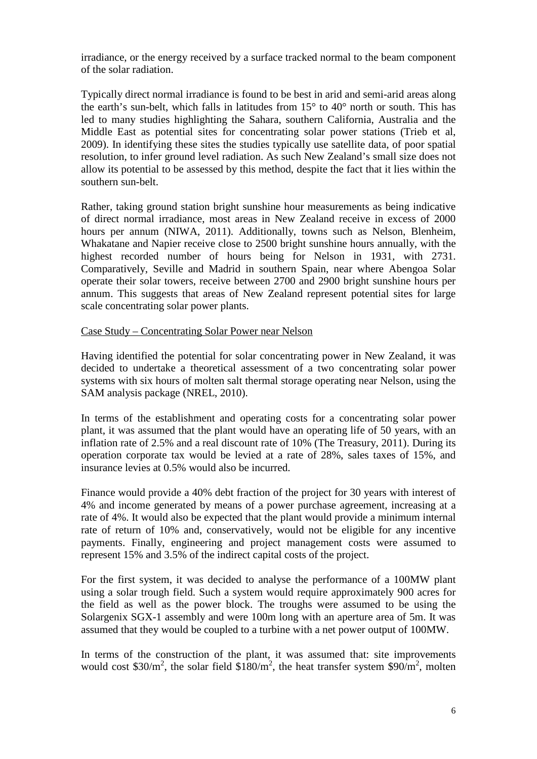irradiance, or the energy received by a surface tracked normal to the beam component of the solar radiation.

Typically direct normal irradiance is found to be best in arid and semi-arid areas along the earth's sun-belt, which falls in latitudes from 15° to 40° north or south. This has led to many studies highlighting the Sahara, southern California, Australia and the Middle East as potential sites for concentrating solar power stations (Trieb et al, 2009). In identifying these sites the studies typically use satellite data, of poor spatial resolution, to infer ground level radiation. As such New Zealand's small size does not allow its potential to be assessed by this method, despite the fact that it lies within the southern sun-belt.

Rather, taking ground station bright sunshine hour measurements as being indicative of direct normal irradiance, most areas in New Zealand receive in excess of 2000 hours per annum (NIWA, 2011). Additionally, towns such as Nelson, Blenheim, Whakatane and Napier receive close to 2500 bright sunshine hours annually, with the highest recorded number of hours being for Nelson in 1931, with 2731. Comparatively, Seville and Madrid in southern Spain, near where Abengoa Solar operate their solar towers, receive between 2700 and 2900 bright sunshine hours per annum. This suggests that areas of New Zealand represent potential sites for large scale concentrating solar power plants.

Case Study – Concentrating Solar Power near Nelson

Having identified the potential for solar concentrating power in New Zealand, it was decided to undertake a theoretical assessment of a two concentrating solar power systems with six hours of molten salt thermal storage operating near Nelson, using the SAM analysis package (NREL, 2010).

In terms of the establishment and operating costs for a concentrating solar power plant, it was assumed that the plant would have an operating life of 50 years, with an inflation rate of 2.5% and a real discount rate of 10% (The Treasury, 2011). During its operation corporate tax would be levied at a rate of 28%, sales taxes of 15%, and insurance levies at 0.5% would also be incurred.

Finance would provide a 40% debt fraction of the project for 30 years with interest of 4% and income generated by means of a power purchase agreement, increasing at a rate of 4%. It would also be expected that the plant would provide a minimum internal rate of return of 10% and, conservatively, would not be eligible for any incentive payments. Finally, engineering and project management costs were assumed to represent 15% and 3.5% of the indirect capital costs of the project.

For the first system, it was decided to analyse the performance of a 100MW plant using a solar trough field. Such a system would require approximately 900 acres for the field as well as the power block. The troughs were assumed to be using the Solargenix SGX-1 assembly and were 100m long with an aperture area of 5m. It was assumed that they would be coupled to a turbine with a net power output of 100MW.

In terms of the construction of the plant, it was assumed that: site improvements would cost \$30/m$^2$, the solar field \$180/m$^2$, the heat transfer system \$90/m$^2$, molten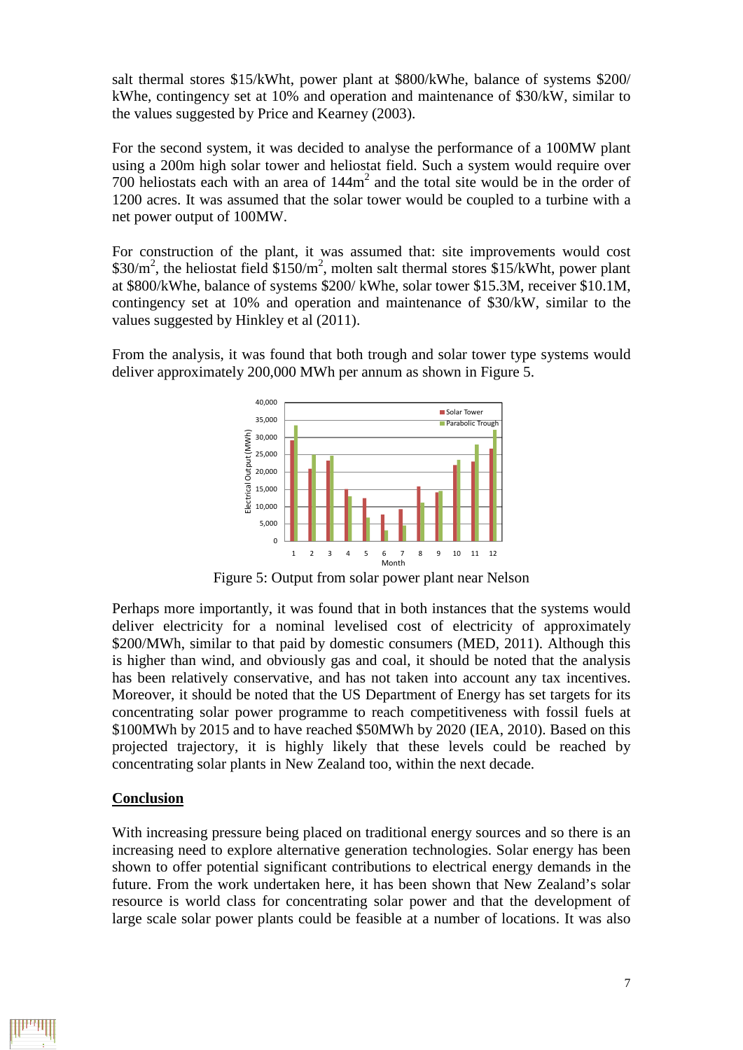salt thermal stores \$15/kWht, power plant at \$800/kWhe, balance of systems \$200/ kWhe, contingency set at 10% and operation and maintenance of \$30/kW, similar to the values suggested by Price and Kearney (2003).

For the second system, it was decided to analyse the performance of a 100MW plant using a 200m high solar tower and heliostat field. Such a system would require over 700 heliostats each with an area of 144m$^2$ and the total site would be in the order of 1200 acres. It was assumed that the solar tower would be coupled to a turbine with a net power output of 100MW.

For construction of the plant, it was assumed that: site improvements would cost \$30/m$^2$, the heliostat field \$150/m$^2$, molten salt thermal stores \$15/kWht, power plant at \$800/kWhe, balance of systems \$200/ kWhe, solar tower \$15.3M, receiver \$10.1M, contingency set at 10% and operation and maintenance of \$30/kW, similar to the values suggested by Hinkley et al (2011).

From the analysis, it was found that both trough and solar tower type systems would deliver approximately 200,000 MWh per annum as shown in Figure 5.

Figure 5: Output from solar power plant near Nelson

Perhaps more importantly, it was found that in both instances that the systems would deliver electricity for a nominal levelised cost of electricity of approximately \$200/MWh, similar to that paid by domestic consumers (MED, 2011). Although this is higher than wind, and obviously gas and coal, it should be noted that the analysis has been relatively conservative, and has not taken into account any tax incentives. Moreover, it should be noted that the US Department of Energy has set targets for its concentrating solar power programme to reach competitiveness with fossil fuels at \$100MWh by 2015 and to have reached \$50MWh by 2020 (IEA, 2010). Based on this projected trajectory, it is highly likely that these levels could be reached by concentrating solar plants in New Zealand too, within the next decade.

## Conclusion

With increasing pressure being placed on traditional energy sources and so there is an increasing need to explore alternative generation technologies. Solar energy has been shown to offer potential significant contributions to electrical energy demands in the future. From the work undertaken here, it has been shown that New Zealand's solar resource is world class for concentrating solar power and that the development of large scale solar power plants could be feasible at a number of locations. It was also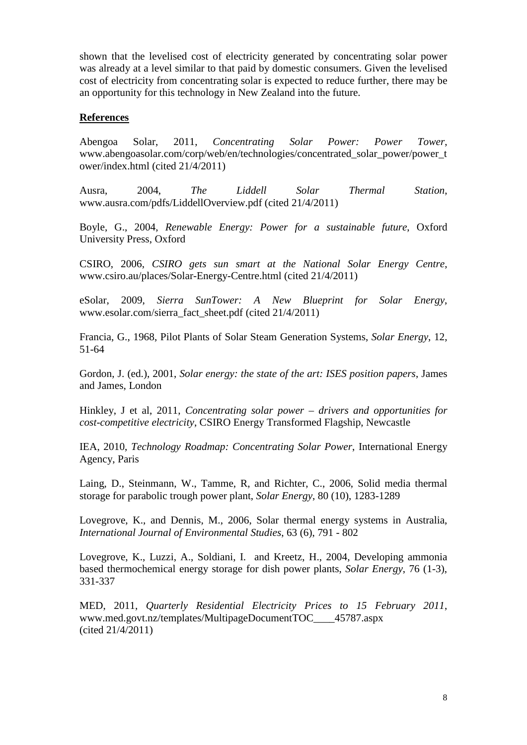shown that the levelised cost of electricity generated by concentrating solar power was already at a level similar to that paid by domestic consumers. Given the levelised cost of electricity from concentrating solar is expected to reduce further, there may be an opportunity for this technology in New Zealand into the future.

## References

Abengoa Solar, 2011, *Concentrating Solar Power: Power Tower*, www.abengoasolar.com/corp/web/en/technologies/concentrated_solar_power/power_tower/index.html (cited 21/4/2011)

Ausra, 2004, *The Liddell Solar Thermal Station*, www.ausra.com/pdfs/LiddellOverview.pdf (cited 21/4/2011)

Boyle, G., 2004, *Renewable Energy: Power for a sustainable future*, Oxford University Press, Oxford

CSIRO, 2006, *CSIRO gets sun smart at the National Solar Energy Centre*, www.csiro.au/places/Solar-Energy-Centre.html (cited 21/4/2011)

eSolar, 2009, *Sierra SunTower: A New Blueprint for Solar Energy*, www.esolar.com/sierra_fact_sheet.pdf (cited 21/4/2011)

Francia, G., 1968, Pilot Plants of Solar Steam Generation Systems, *Solar Energy*, 12, 51-64

Gordon, J. (ed.), 2001, *Solar energy: the state of the art: ISES position papers*, James and James, London

Hinkley, J et al, 2011, *Concentrating solar power – drivers and opportunities for cost-competitive electricity*, CSIRO Energy Transformed Flagship, Newcastle

IEA, 2010, *Technology Roadmap: Concentrating Solar Power*, International Energy Agency, Paris

Laing, D., Steinmann, W., Tamme, R, and Richter, C., 2006, Solid media thermal storage for parabolic trough power plant, *Solar Energy*, 80 (10), 1283-1289

Lovegrove, K., and Dennis, M., 2006, Solar thermal energy systems in Australia, *International Journal of Environmental Studies*, 63 (6), 791 - 802

Lovegrove, K., Luzzi, A., Soldiani, I. and Kreetz, H., 2004, Developing ammonia based thermochemical energy storage for dish power plants, *Solar Energy*, 76 (1-3), 331-337

MED, 2011, *Quarterly Residential Electricity Prices to 15 February 2011*, www.med.govt.nz/templates/MultipageDocumentTOC____45787.aspx (cited 21/4/2011)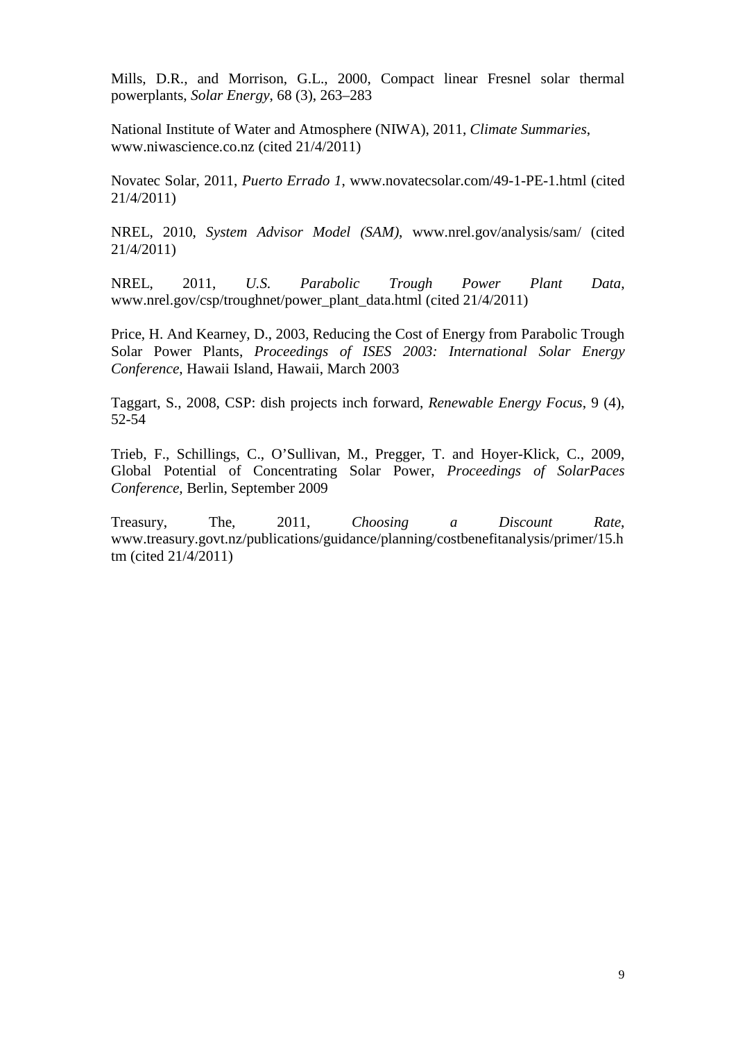Mills, D.R., and Morrison, G.L., 2000, Compact linear Fresnel solar thermal powerplants, *Solar Energy*, 68 (3), 263–283

National Institute of Water and Atmosphere (NIWA), 2011, *Climate Summaries*, www.niwascience.co.nz (cited 21/4/2011)

Novatec Solar, 2011, *Puerto Errado 1*, www.novatecsolar.com/49-1-PE-1.html (cited 21/4/2011)

NREL, 2010, *System Advisor Model (SAM)*, www.nrel.gov/analysis/sam/ (cited 21/4/2011)

NREL, 2011, *U.S. Parabolic Trough Power Plant Data*, www.nrel.gov/csp/troughnet/power_plant_data.html (cited 21/4/2011)

Price, H. And Kearney, D., 2003, Reducing the Cost of Energy from Parabolic Trough Solar Power Plants, *Proceedings of ISES 2003: International Solar Energy Conference*, Hawaii Island, Hawaii, March 2003

Taggart, S., 2008, CSP: dish projects inch forward, *Renewable Energy Focus*, 9 (4), 52-54

Trieb, F., Schillings, C., O'Sullivan, M., Pregger, T. and Hoyer-Klick, C., 2009, Global Potential of Concentrating Solar Power, *Proceedings of SolarPaces Conference*, Berlin, September 2009

Treasury, The, 2011, *Choosing a Discount Rate*, www.treasury.govt.nz/publications/guidance/planning/costbenefitanalysis/primer/15.htm (cited 21/4/2011)